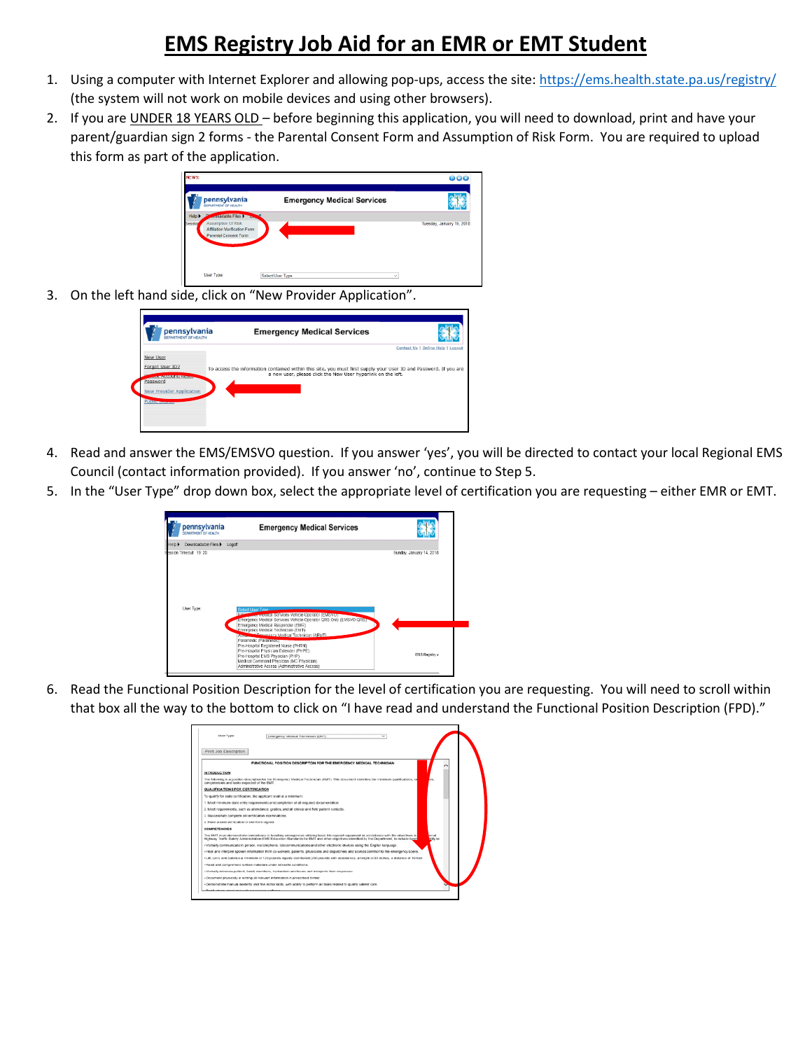# EMS Registry Job Aid for an EMR or EMT Student

1. Using a computer with Internet Explorer and allowing pop-ups, access the site: https://ems.health.state.pa.us/registry/ (the system will not work on mobile devices and using other browsers).
2. If you are UNDER 18 YEARS OLD – before beginning this application, you will need to download, print and have your parent/guardian sign 2 forms - the Parental Consent Form and Assumption of Risk Form. You are required to upload this form as part of the application.
3. On the left hand side, click on "New Provider Application".
4. Read and answer the EMS/EMSVO question. If you answer 'yes', you will be directed to contact your local Regional EMS Council (contact information provided). If you answer 'no', continue to Step 5.
5. In the "User Type" drop down box, select the appropriate level of certification you are requesting – either EMR or EMT.
6. Read the Functional Position Description for the level of certification you are requesting. You will need to scroll within that box all the way to the bottom to click on "I have read and understand the Functional Position Description (FPD)."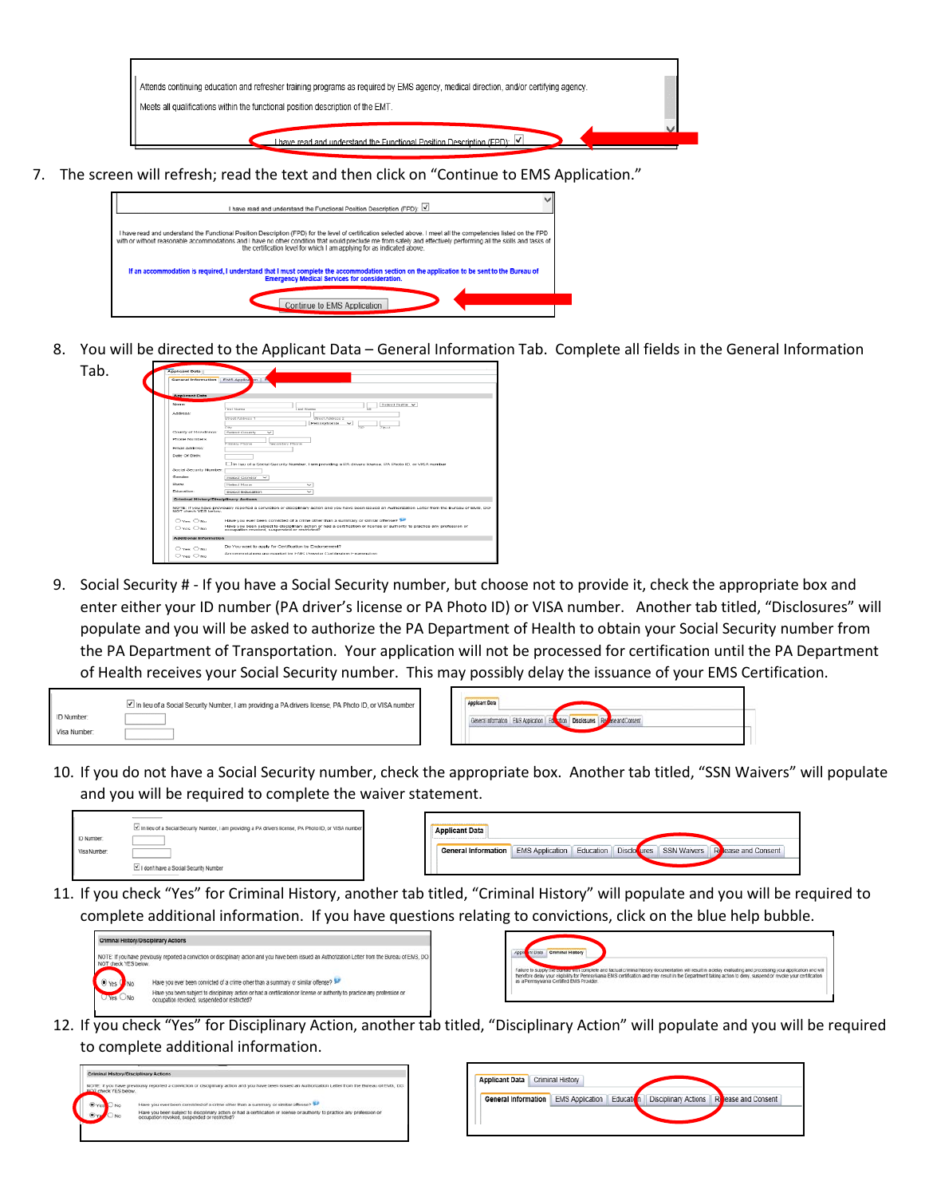Attends continuing education and refresher training programs as required by EMS agency, medical direction, and/or certifying agency.

Meets all qualifications within the functional position description of the EMT.

I have read and understand the Functional Position Description (FPD)

7. The screen will refresh; read the text and then click on "Continue to EMS Application."

I have read and understand the Functional Position Description (FPD)

I have read and understand the Functional Position Description (FPD) for the level of certification selected above. I meet all the competencies listed on the FPD with or without reasonable accommodations and I have no other condition that would preclude me from safely and effectively performing all the skills and tasks of the certification level for which I am applying for as indicated above.

If an accommodation is required, I understand that I must complete the accommodation section on the application to be sent to the Bureau of Emergency Medical Services for consideration.

Continue to EMS Application

8. You will be directed to the Applicant Data – General Information Tab. Complete all fields in the General Information Tab.

9. Social Security # - If you have a Social Security number, but choose not to provide it, check the appropriate box and enter either your ID number (PA driver's license or PA Photo ID) or VISA number. Another tab titled, "Disclosures" will populate and you will be asked to authorize the PA Department of Health to obtain your Social Security number from the PA Department of Transportation. Your application will not be processed for certification until the PA Department of Health receives your Social Security number. This may possibly delay the issuance of your EMS Certification.

In lieu of a Social Security Number, I am providing a PA drivers license, PA Photo ID, or VISA number

ID Number:

Visa Number:

Applicant Data

General Information | EMS Application | Education | Disclosures | Release and Consent

10. If you do not have a Social Security number, check the appropriate box. Another tab titled, "SSN Waivers" will populate and you will be required to complete the waiver statement.

In lieu of a Social Security Number, I am providing a PA drivers license, PA Photo ID, or VISA number

ID Number:

Visa Number:

I don't have a Social Security Number

Applicant Data

General Information | EMS Application | Education | Disclosures | SSN Waivers | Release and Consent

11. If you check "Yes" for Criminal History, another tab titled, "Criminal History" will populate and you will be required to complete additional information. If you have questions relating to convictions, click on the blue help bubble.

Criminal History/Disciplinary Actions

NOTE: If you have previously reported a conviction or disciplinary action and you have been issued an Authorization Letter from the Bureau of EMS, DO NOT check YES below.

Yes No Have you ever been convicted of a crime other than a summary or similar offense?

Yes No Have you been subject to disciplinary action or had a certification or license or authority to practice any profession or occupation revoked, suspended or restricted?

Applicant Data | Criminal History

Failure to supply the Bureau with complete and factual criminal history documentation will result in a delay evaluating and processing your application and will therefore delay your eligibility for Pennsylvania EMS certification and may result in the Department taking action to deny, suspend or revoke your certification as a Pennsylvania Certified EMS Provider.

12. If you check "Yes" for Disciplinary Action, another tab titled, "Disciplinary Action" will populate and you will be required to complete additional information.

Criminal History/Disciplinary Actions

NOTE: If you have previously reported a conviction or disciplinary action and you have been issued an Authorization Letter from the Bureau of EMS, DO NOT check YES below.

Yes No Have you ever been convicted of a crime other than a summary or similar offense?

Yes No Have you been subject to disciplinary action or had a certification or license or authority to practice any profession or occupation revoked, suspended or restricted?

Applicant Data | Criminal History

General Information | EMS Application | Education | Disciplinary Actions | Release and Consent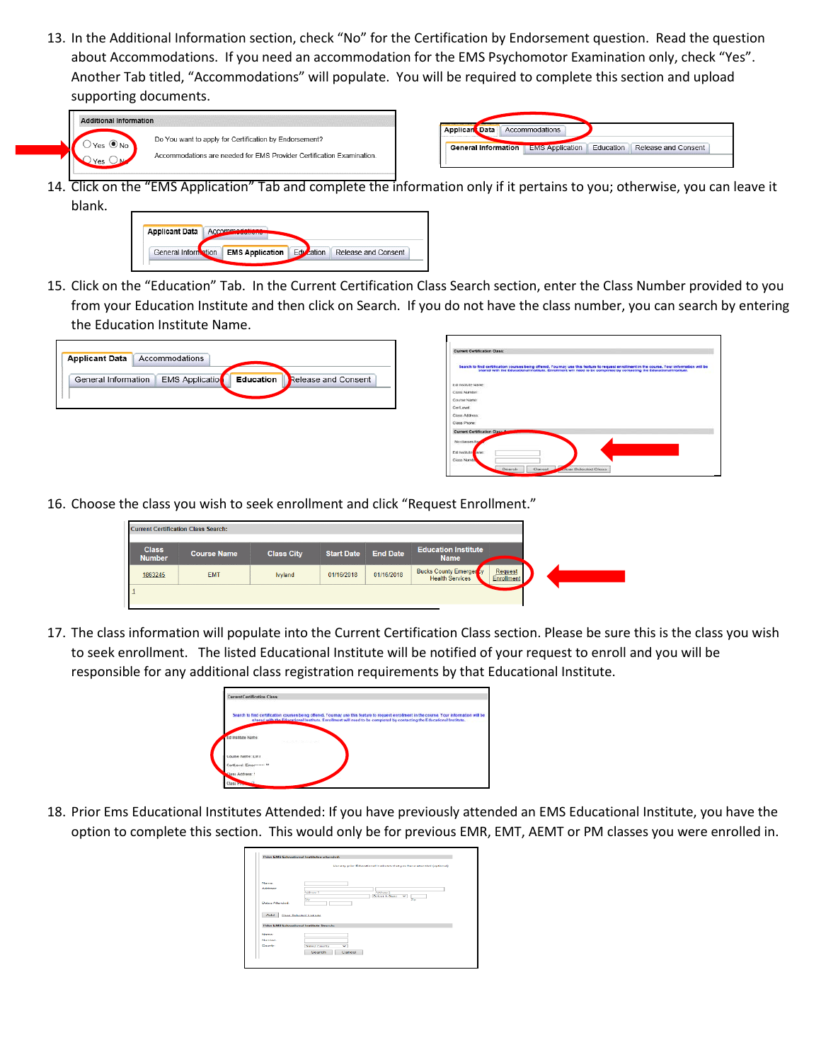13. In the Additional Information section, check "No" for the Certification by Endorsement question. Read the question about Accommodations. If you need an accommodation for the EMS Psychomotor Examination only, check "Yes". Another Tab titled, "Accommodations" will populate. You will be required to complete this section and upload supporting documents.

14. Click on the "EMS Application" Tab and complete the information only if it pertains to you; otherwise, you can leave it blank.

15. Click on the "Education" Tab. In the Current Certification Class Search section, enter the Class Number provided to you from your Education Institute and then click on Search. If you do not have the class number, you can search by entering the Education Institute Name.

16. Choose the class you wish to seek enrollment and click "Request Enrollment."

17. The class information will populate into the Current Certification Class section. Please be sure this is the class you wish to seek enrollment. The listed Educational Institute will be notified of your request to enroll and you will be responsible for any additional class registration requirements by that Educational Institute.

18. Prior Ems Educational Institutes Attended: If you have previously attended an EMS Educational Institute, you have the option to complete this section. This would only be for previous EMR, EMT, AEMT or PM classes you were enrolled in.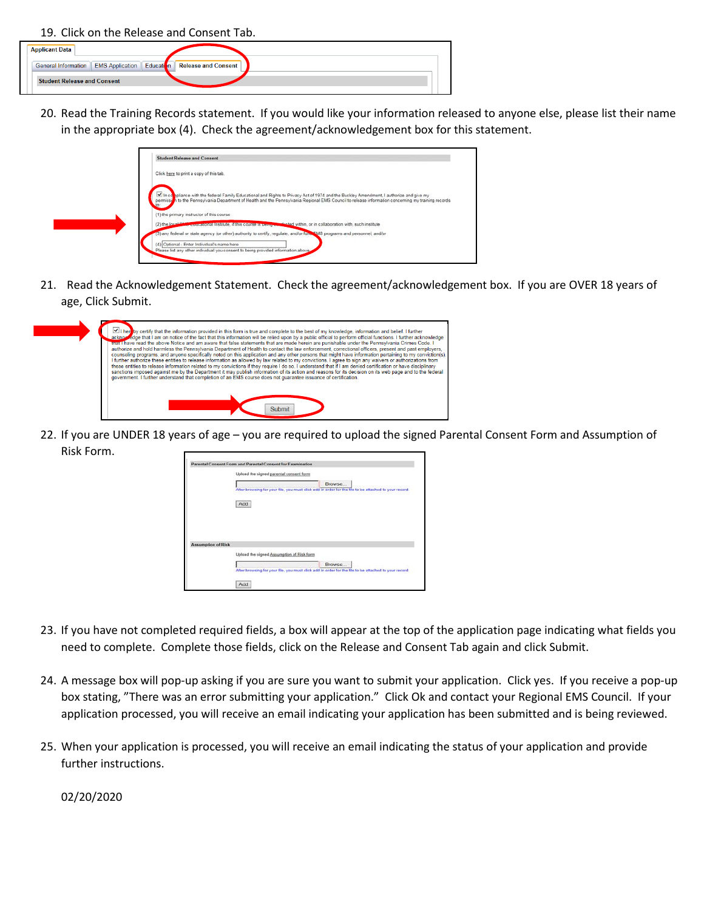19. Click on the Release and Consent Tab.

20. Read the Training Records statement. If you would like your information released to anyone else, please list their name in the appropriate box (4). Check the agreement/acknowledgement box for this statement.

21. Read the Acknowledgement Statement. Check the agreement/acknowledgement box. If you are OVER 18 years of age, Click Submit.

22. If you are UNDER 18 years of age – you are required to upload the signed Parental Consent Form and Assumption of Risk Form.

23. If you have not completed required fields, a box will appear at the top of the application page indicating what fields you need to complete. Complete those fields, click on the Release and Consent Tab again and click Submit.

24. A message box will pop-up asking if you are sure you want to submit your application. Click yes. If you receive a pop-up box stating, "There was an error submitting your application." Click Ok and contact your Regional EMS Council. If your application processed, you will receive an email indicating your application has been submitted and is being reviewed.

25. When your application is processed, you will receive an email indicating the status of your application and provide further instructions.

02/20/2020